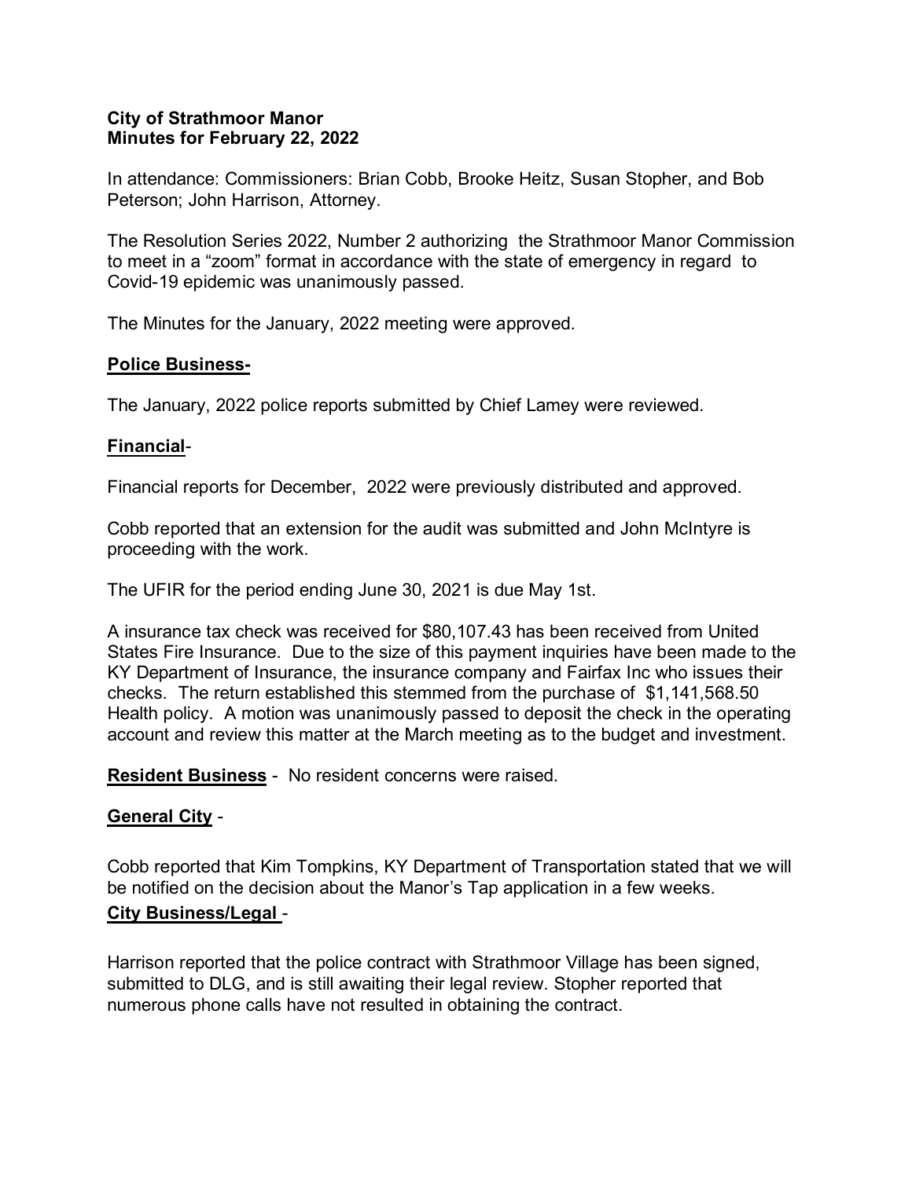**City of Strathmoor Manor**
**Minutes for February 22, 2022**

In attendance: Commissioners: Brian Cobb, Brooke Heitz, Susan Stopher, and Bob Peterson; John Harrison, Attorney.

The Resolution Series 2022, Number 2 authorizing the Strathmoor Manor Commission to meet in a "zoom" format in accordance with the state of emergency in regard to Covid-19 epidemic was unanimously passed.

The Minutes for the January, 2022 meeting were approved.

**Police Business-**

The January, 2022 police reports submitted by Chief Lamey were reviewed.

**Financial**-

Financial reports for December, 2022 were previously distributed and approved.

Cobb reported that an extension for the audit was submitted and John McIntyre is proceeding with the work.

The UFIR for the period ending June 30, 2021 is due May 1st.

A insurance tax check was received for $80,107.43 has been received from United States Fire Insurance. Due to the size of this payment inquiries have been made to the KY Department of Insurance, the insurance company and Fairfax Inc who issues their checks. The return established this stemmed from the purchase of $1,141,568.50 Health policy. A motion was unanimously passed to deposit the check in the operating account and review this matter at the March meeting as to the budget and investment.

**Resident Business** - No resident concerns were raised.

**General City** -

Cobb reported that Kim Tompkins, KY Department of Transportation stated that we will be notified on the decision about the Manor's Tap application in a few weeks.

**City Business/Legal** -

Harrison reported that the police contract with Strathmoor Village has been signed, submitted to DLG, and is still awaiting their legal review. Stopher reported that numerous phone calls have not resulted in obtaining the contract.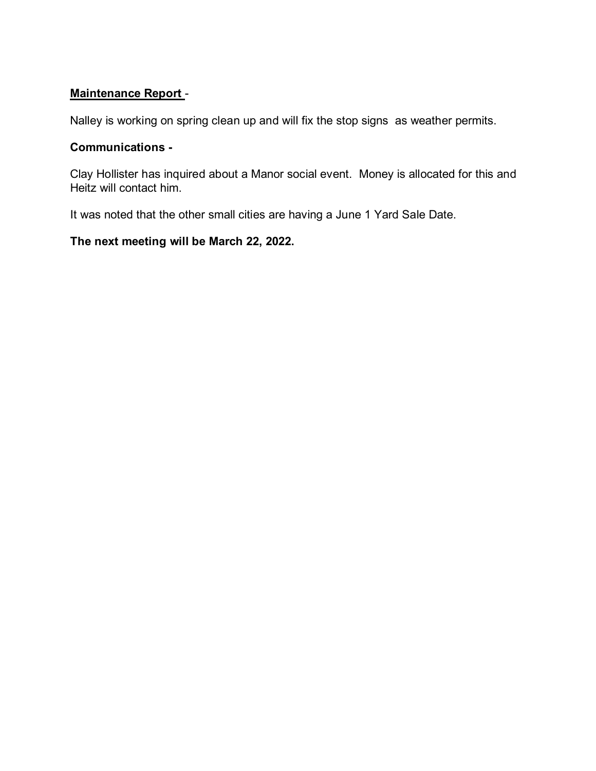**<u>Maintenance Report</u>** -

Nalley is working on spring clean up and will fix the stop signs as weather permits.

**Communications -**

Clay Hollister has inquired about a Manor social event. Money is allocated for this and Heitz will contact him.

It was noted that the other small cities are having a June 1 Yard Sale Date.

**The next meeting will be March 22, 2022.**